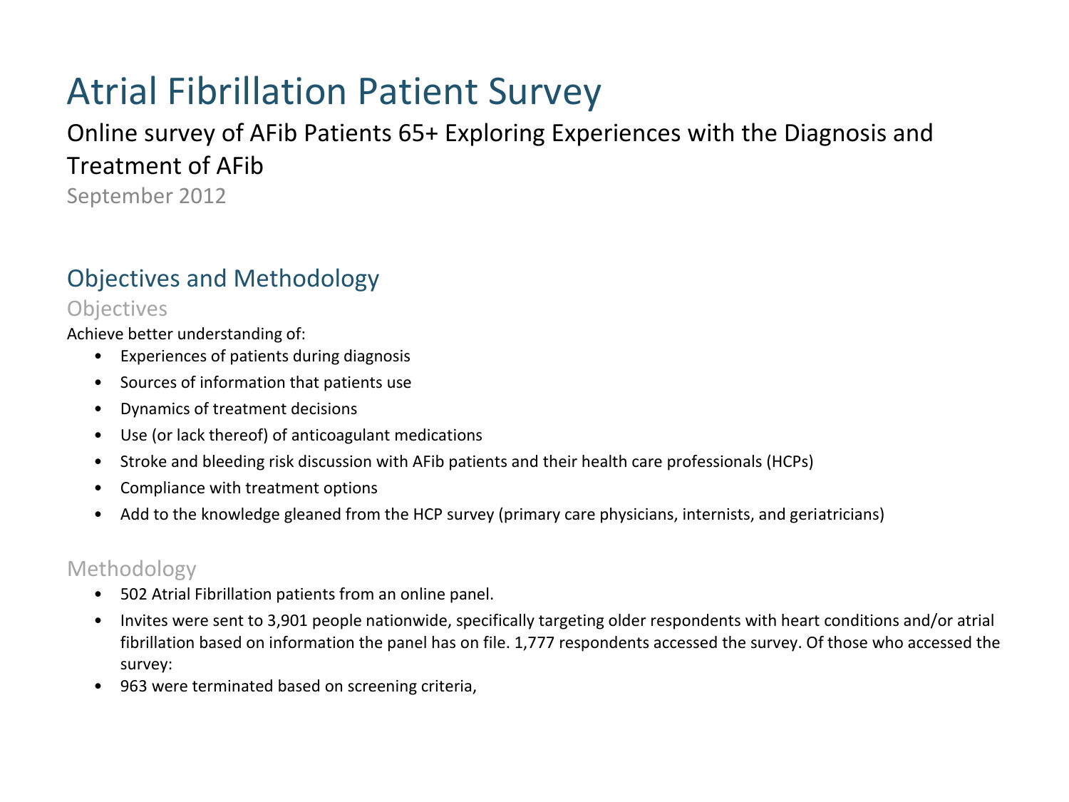# Atrial Fibrillation Patient Survey

Online survey of AFib Patients 65+ Exploring Experiences with the Diagnosis and Treatment of AFib

September 2012

## Objectives and Methodology

### Objectives

Achieve better understanding of:

- Experiences of patients during diagnosis
- Sources of information that patients use
- Dynamics of treatment decisions
- Use (or lack thereof) of anticoagulant medications
- Stroke and bleeding risk discussion with AFib patients and their health care professionals (HCPs)
- Compliance with treatment options
- Add to the knowledge gleaned from the HCP survey (primary care physicians, internists, and geriatricians)

### Methodology

- 502 Atrial Fibrillation patients from an online panel.
- Invites were sent to 3,901 people nationwide, specifically targeting older respondents with heart conditions and/or atrial fibrillation based on information the panel has on file. 1,777 respondents accessed the survey. Of those who accessed the survey:
- 963 were terminated based on screening criteria,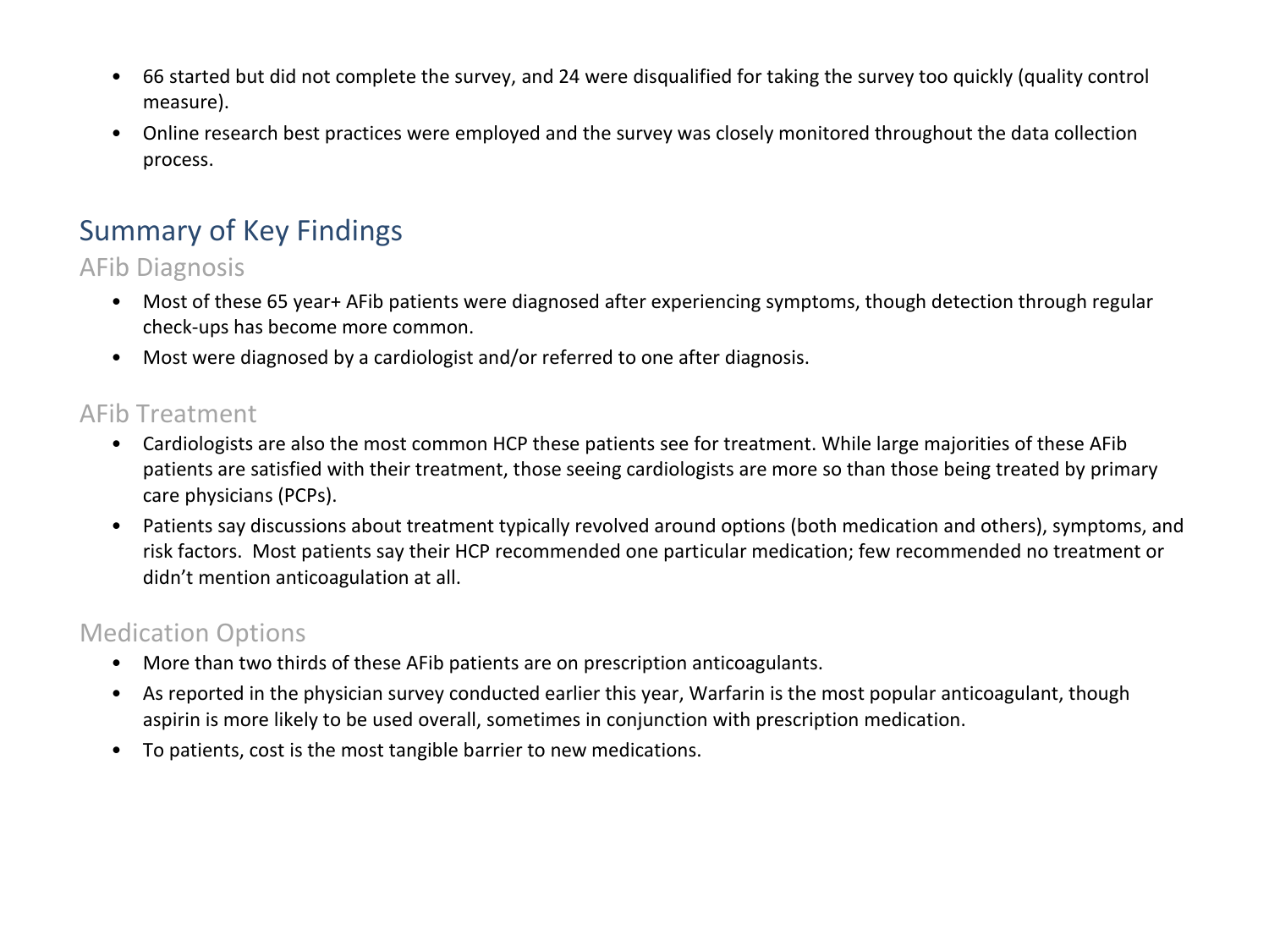- 66 started but did not complete the survey, and 24 were disqualified for taking the survey too quickly (quality control measure).
- Online research best practices were employed and the survey was closely monitored throughout the data collection process.

## Summary of Key Findings

### AFib Diagnosis

- Most of these 65 year+ AFib patients were diagnosed after experiencing symptoms, though detection through regular check-ups has become more common.
- Most were diagnosed by a cardiologist and/or referred to one after diagnosis.

### AFib Treatment

- Cardiologists are also the most common HCP these patients see for treatment. While large majorities of these AFib patients are satisfied with their treatment, those seeing cardiologists are more so than those being treated by primary care physicians (PCPs).
- Patients say discussions about treatment typically revolved around options (both medication and others), symptoms, and risk factors. Most patients say their HCP recommended one particular medication; few recommended no treatment or didn't mention anticoagulation at all.

### Medication Options

- More than two thirds of these AFib patients are on prescription anticoagulants.
- As reported in the physician survey conducted earlier this year, Warfarin is the most popular anticoagulant, though aspirin is more likely to be used overall, sometimes in conjunction with prescription medication.
- To patients, cost is the most tangible barrier to new medications.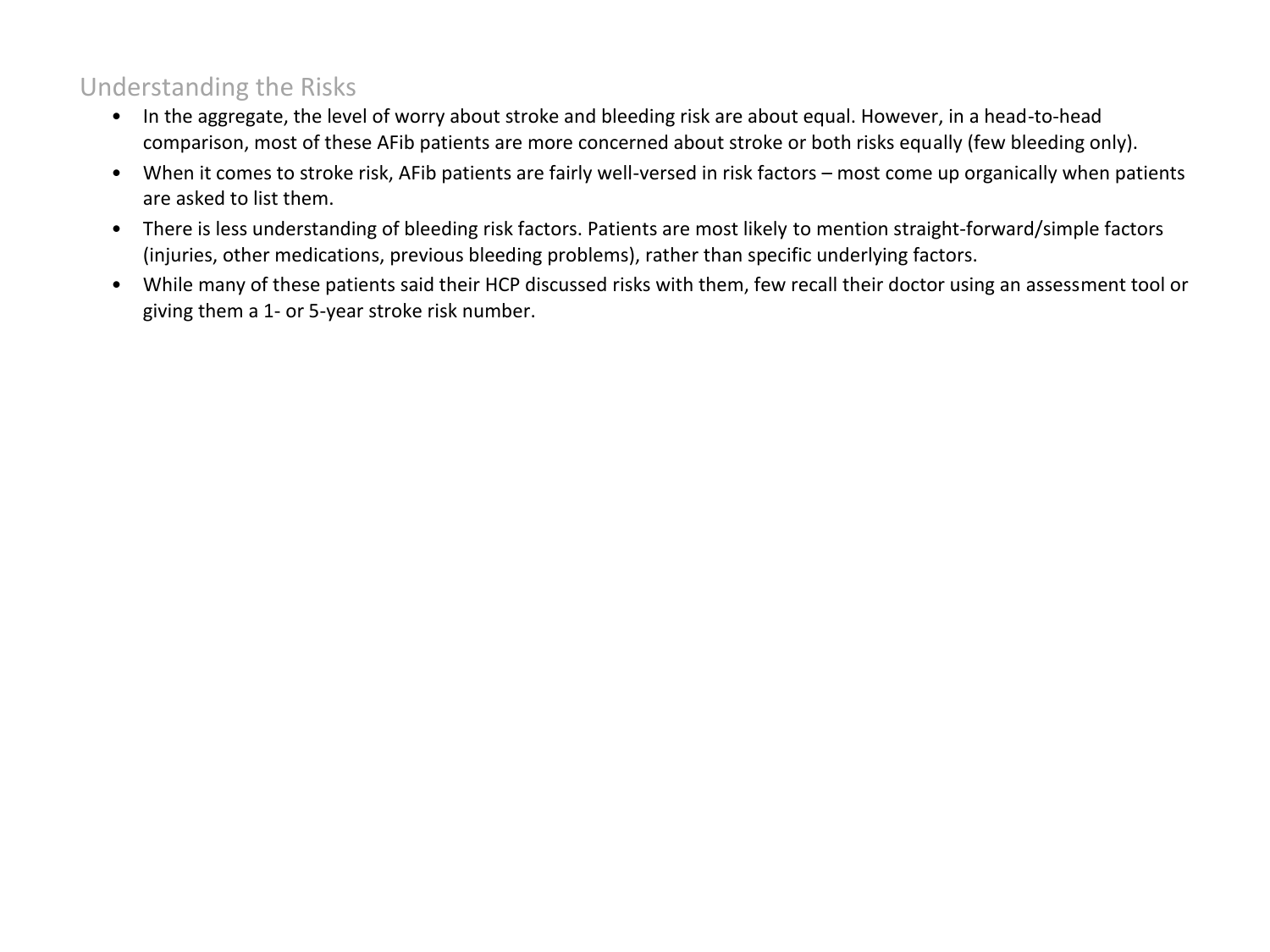## Understanding the Risks

- In the aggregate, the level of worry about stroke and bleeding risk are about equal. However, in a head-to-head comparison, most of these AFib patients are more concerned about stroke or both risks equally (few bleeding only).
- When it comes to stroke risk, AFib patients are fairly well-versed in risk factors – most come up organically when patients are asked to list them.
- There is less understanding of bleeding risk factors. Patients are most likely to mention straight-forward/simple factors (injuries, other medications, previous bleeding problems), rather than specific underlying factors.
- While many of these patients said their HCP discussed risks with them, few recall their doctor using an assessment tool or giving them a 1- or 5-year stroke risk number.